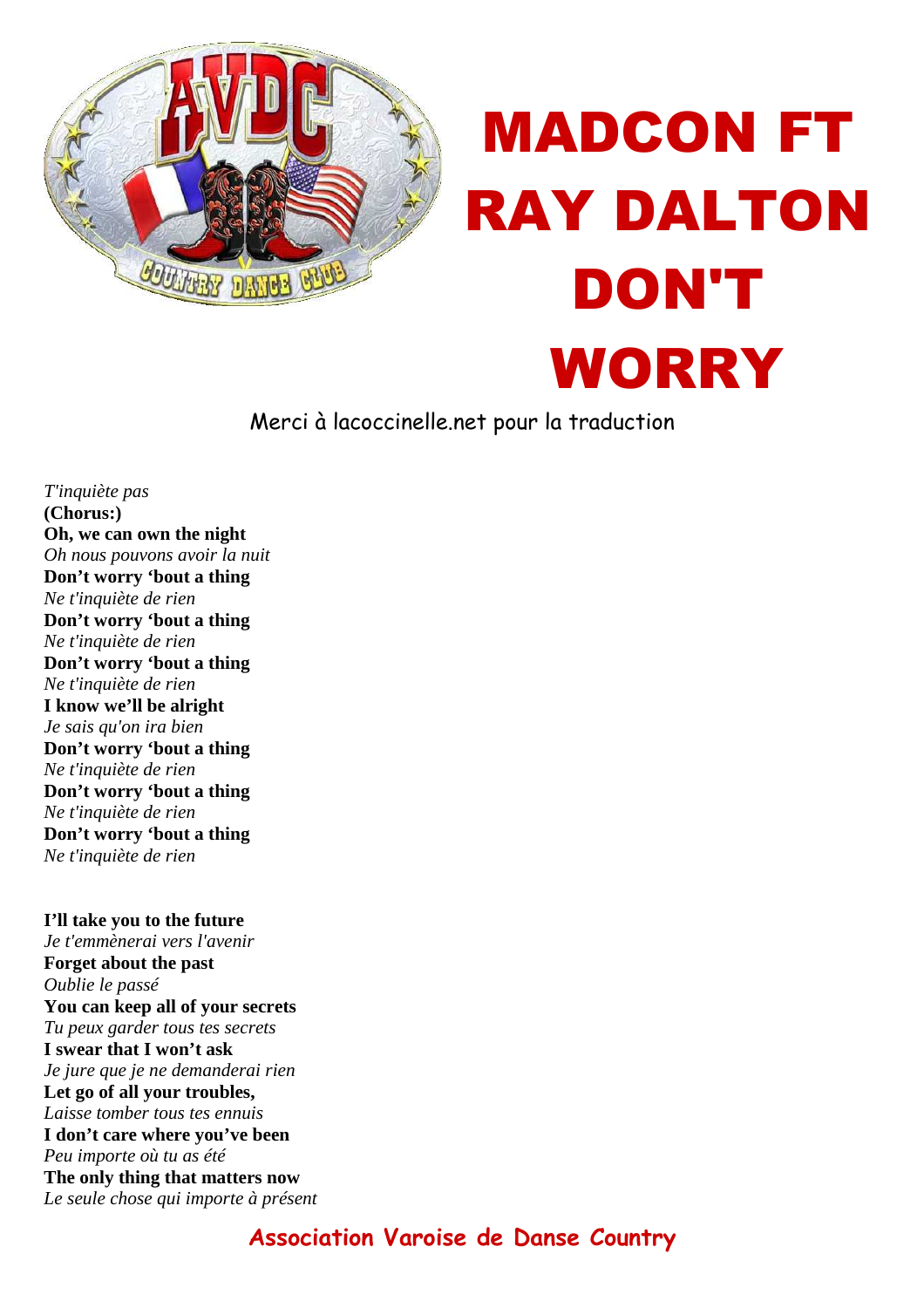# MADCON FT RAY DALTON DON'T WORRY

Merci à lacoccinelle.net pour la traduction

*T'inquiète pas*
**(Chorus:)**
**Oh, we can own the night**
*Oh nous pouvons avoir la nuit*
**Don't worry 'bout a thing**
*Ne t'inquiète de rien*
**Don't worry 'bout a thing**
*Ne t'inquiète de rien*
**Don't worry 'bout a thing**
*Ne t'inquiète de rien*
**I know we'll be alright**
*Je sais qu'on ira bien*
**Don't worry 'bout a thing**
*Ne t'inquiète de rien*
**Don't worry 'bout a thing**
*Ne t'inquiète de rien*
**Don't worry 'bout a thing**
*Ne t'inquiète de rien*

**I'll take you to the future**
*Je t'emmènerai vers l'avenir*
**Forget about the past**
*Oublie le passé*
**You can keep all of your secrets**
*Tu peux garder tous tes secrets*
**I swear that I won't ask**
*Je jure que je ne demanderai rien*
**Let go of all your troubles,**
*Laisse tomber tous tes ennuis*
**I don't care where you've been**
*Peu importe où tu as été*
**The only thing that matters now**
*Le seule chose qui importe à présent*

Association Varoise de Danse Country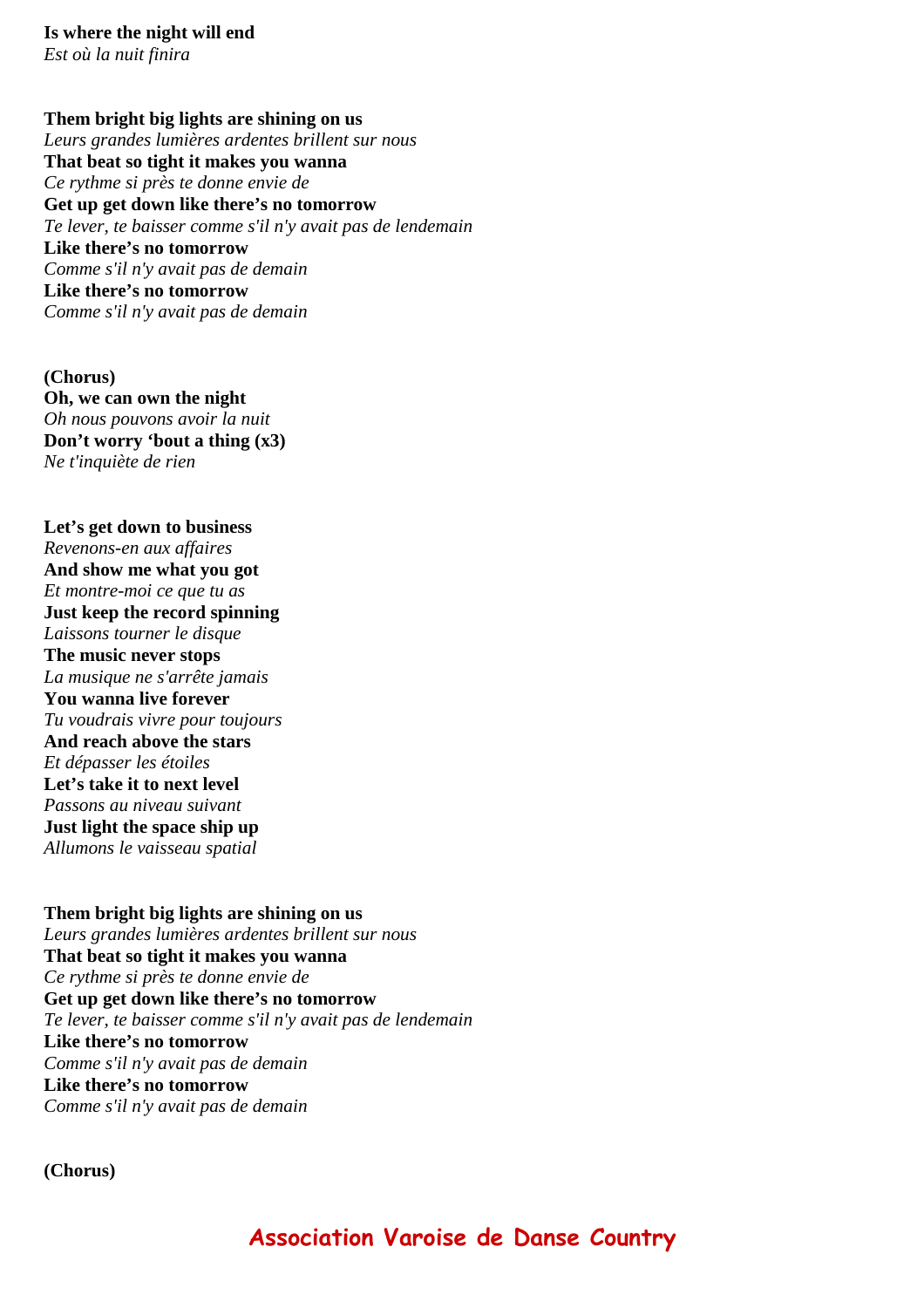**Is where the night will end**
*Est où la nuit finira*

**Them bright big lights are shining on us**
*Leurs grandes lumières ardentes brillent sur nous*
**That beat so tight it makes you wanna**
*Ce rythme si près te donne envie de*
**Get up get down like there's no tomorrow**
*Te lever, te baisser comme s'il n'y avait pas de lendemain*
**Like there's no tomorrow**
*Comme s'il n'y avait pas de demain*
**Like there's no tomorrow**
*Comme s'il n'y avait pas de demain*

**(Chorus)**
**Oh, we can own the night**
*Oh nous pouvons avoir la nuit*
**Don't worry 'bout a thing (x3)**
*Ne t'inquiète de rien*

**Let's get down to business**
*Revenons-en aux affaires*
**And show me what you got**
*Et montre-moi ce que tu as*
**Just keep the record spinning**
*Laissons tourner le disque*
**The music never stops**
*La musique ne s'arrête jamais*
**You wanna live forever**
*Tu voudrais vivre pour toujours*
**And reach above the stars**
*Et dépasser les étoiles*
**Let's take it to next level**
*Passons au niveau suivant*
**Just light the space ship up**
*Allumons le vaisseau spatial*

**Them bright big lights are shining on us**
*Leurs grandes lumières ardentes brillent sur nous*
**That beat so tight it makes you wanna**
*Ce rythme si près te donne envie de*
**Get up get down like there's no tomorrow**
*Te lever, te baisser comme s'il n'y avait pas de lendemain*
**Like there's no tomorrow**
*Comme s'il n'y avait pas de demain*
**Like there's no tomorrow**
*Comme s'il n'y avait pas de demain*

**(Chorus)**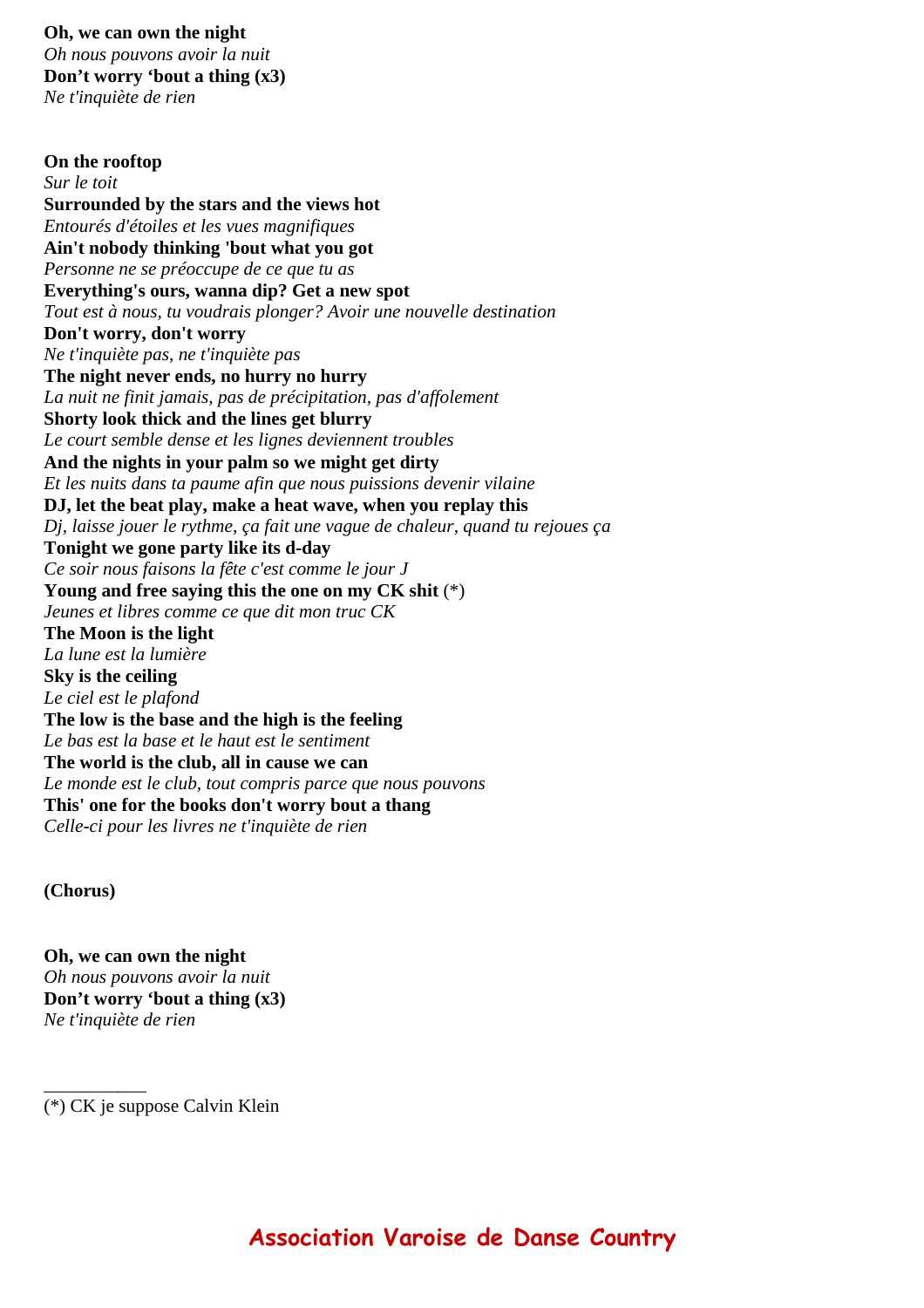**Oh, we can own the night**
*Oh nous pouvons avoir la nuit*
**Don't worry 'bout a thing (x3)**
*Ne t'inquiète de rien*

**On the rooftop**
*Sur le toit*
**Surrounded by the stars and the views hot**
*Entourés d'étoiles et les vues magnifiques*
**Ain't nobody thinking 'bout what you got**
*Personne ne se préoccupe de ce que tu as*
**Everything's ours, wanna dip? Get a new spot**
*Tout est à nous, tu voudrais plonger? Avoir une nouvelle destination*
**Don't worry, don't worry**
*Ne t'inquiète pas, ne t'inquiète pas*
**The night never ends, no hurry no hurry**
*La nuit ne finit jamais, pas de précipitation, pas d'affolement*
**Shorty look thick and the lines get blurry**
*Le court semble dense et les lignes deviennent troubles*
**And the nights in your palm so we might get dirty**
*Et les nuits dans ta paume afin que nous puissions devenir vilaine*
**DJ, let the beat play, make a heat wave, when you replay this**
*Dj, laisse jouer le rythme, ça fait une vague de chaleur, quand tu rejoues ça*
**Tonight we gone party like its d-day**
*Ce soir nous faisons la fête c'est comme le jour J*
**Young and free saying this the one on my CK shit** (*)
*Jeunes et libres comme ce que dit mon truc CK*
**The Moon is the light**
*La lune est la lumière*
**Sky is the ceiling**
*Le ciel est le plafond*
**The low is the base and the high is the feeling**
*Le bas est la base et le haut est le sentiment*
**The world is the club, all in cause we can**
*Le monde est le club, tout compris parce que nous pouvons*
**This' one for the books don't worry bout a thang**
*Celle-ci pour les livres ne t'inquiète de rien*

**(Chorus)**

**Oh, we can own the night**
*Oh nous pouvons avoir la nuit*
**Don't worry 'bout a thing (x3)**
*Ne t'inquiète de rien*

---

(*) CK je suppose Calvin Klein

Association Varoise de Danse Country